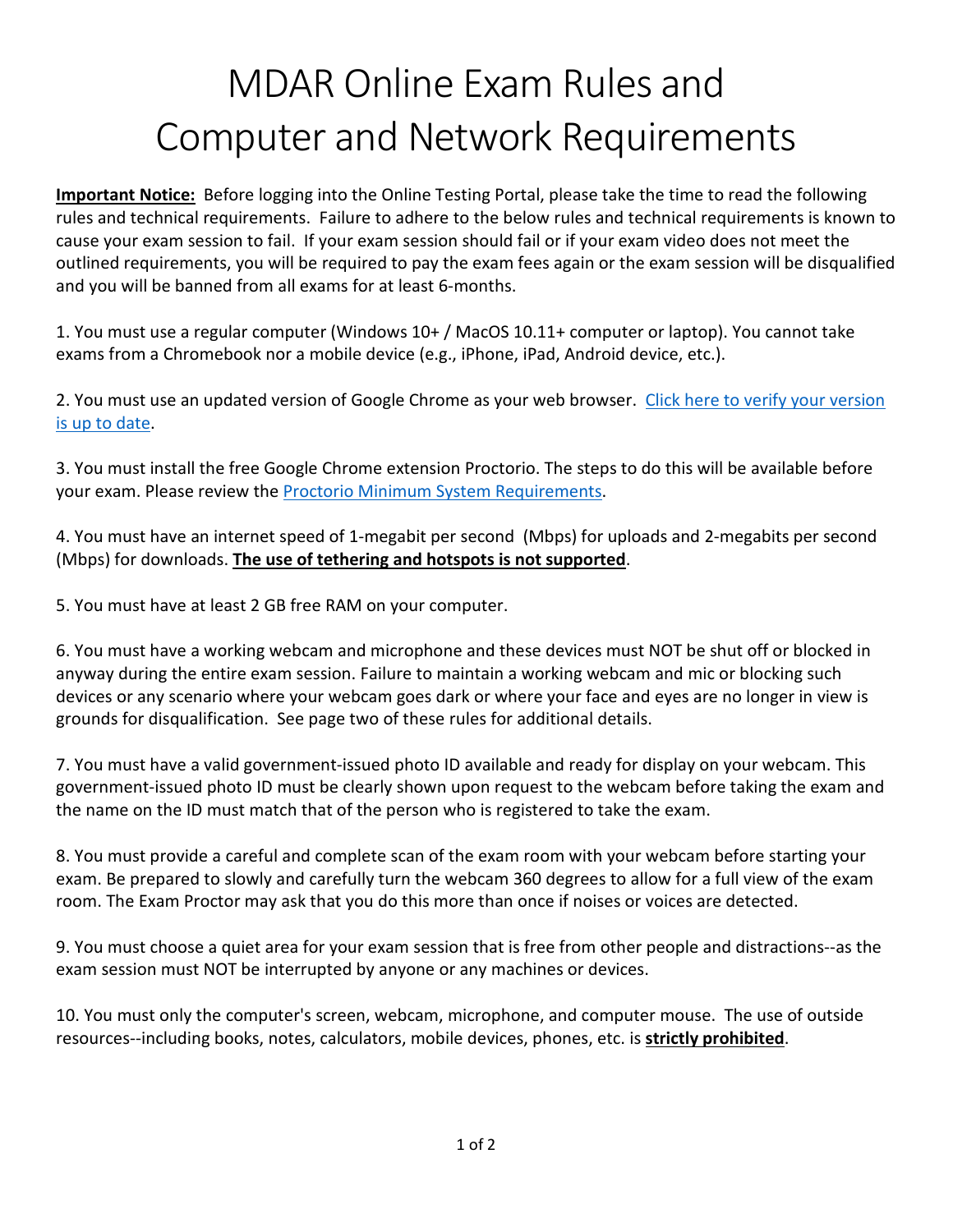# MDAR Online Exam Rules and Computer and Network Requirements

**Important Notice:** Before logging into the Online Testing Portal, please take the time to read the following rules and technical requirements. Failure to adhere to the below rules and technical requirements is known to cause your exam session to fail. If your exam session should fail or if your exam video does not meet the outlined requirements, you will be required to pay the exam fees again or the exam session will be disqualified and you will be banned from all exams for at least 6-months.

1. You must use a regular computer (Windows 10+ / MacOS 10.11+ computer or laptop). You cannot take exams from a Chromebook nor a mobile device (e.g., iPhone, iPad, Android device, etc.).

2. You must use an updated version of Google Chrome as your web browser. Click here to verify your version is up to date.

3. You must install the free Google Chrome extension Proctorio. The steps to do this will be available before your exam. Please review the Proctorio Minimum System Requirements.

4. You must have an internet speed of 1-megabit per second (Mbps) for uploads and 2-megabits per second (Mbps) for downloads. **The use of tethering and hotspots is not supported**.

5. You must have at least 2 GB free RAM on your computer.

6. You must have a working webcam and microphone and these devices must NOT be shut off or blocked in anyway during the entire exam session. Failure to maintain a working webcam and mic or blocking such devices or any scenario where your webcam goes dark or where your face and eyes are no longer in view is grounds for disqualification. See page two of these rules for additional details.

7. You must have a valid government-issued photo ID available and ready for display on your webcam. This government-issued photo ID must be clearly shown upon request to the webcam before taking the exam and the name on the ID must match that of the person who is registered to take the exam.

8. You must provide a careful and complete scan of the exam room with your webcam before starting your exam. Be prepared to slowly and carefully turn the webcam 360 degrees to allow for a full view of the exam room. The Exam Proctor may ask that you do this more than once if noises or voices are detected.

9. You must choose a quiet area for your exam session that is free from other people and distractions--as the exam session must NOT be interrupted by anyone or any machines or devices.

10. You must only the computer's screen, webcam, microphone, and computer mouse. The use of outside resources--including books, notes, calculators, mobile devices, phones, etc. is **strictly prohibited**.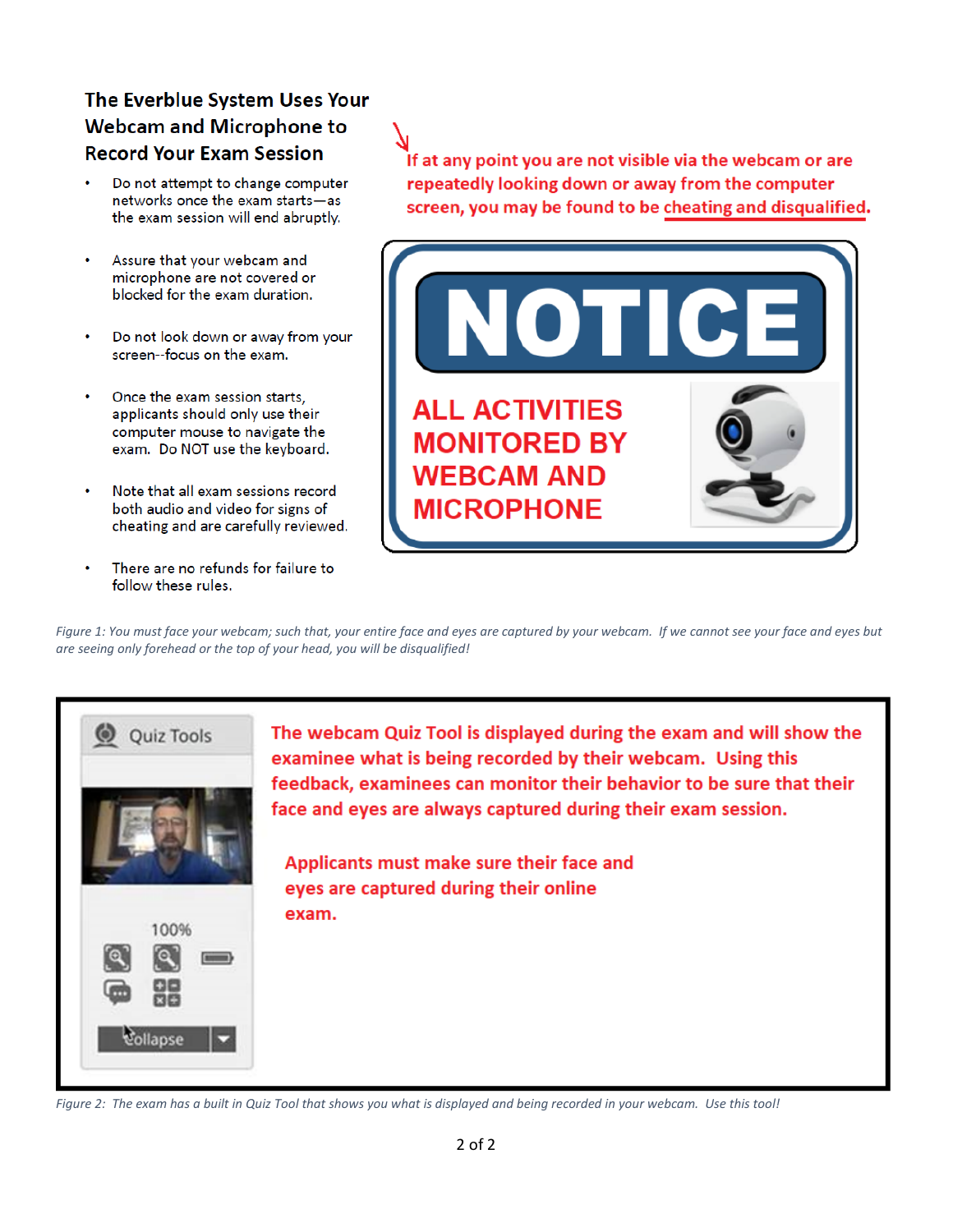## The Everblue System Uses Your Webcam and Microphone to Record Your Exam Session

- Do not attempt to change computer networks once the exam starts—as the exam session will end abruptly.
- Assure that your webcam and microphone are not covered or blocked for the exam duration.
- Do not look down or away from your screen--focus on the exam.
- Once the exam session starts, applicants should only use their computer mouse to navigate the exam. Do NOT use the keyboard.
- Note that all exam sessions record both audio and video for signs of cheating and are carefully reviewed.
- There are no refunds for failure to follow these rules.

**If at any point you are not visible via the webcam or are repeatedly looking down or away from the computer screen, you may be found to be cheating and disqualified.**

**NOTICE**

**ALL ACTIVITIES MONITORED BY WEBCAM AND MICROPHONE**

*Figure 1: You must face your webcam; such that, your entire face and eyes are captured by your webcam. If we cannot see your face and eyes but are seeing only forehead or the top of your head, you will be disqualified!*

Quiz Tools

100%

Collapse

**The webcam Quiz Tool is displayed during the exam and will show the examinee what is being recorded by their webcam. Using this feedback, examinees can monitor their behavior to be sure that their face and eyes are always captured during their exam session.**

**Applicants must make sure their face and eyes are captured during their online exam.**

*Figure 2: The exam has a built in Quiz Tool that shows you what is displayed and being recorded in your webcam. Use this tool!*